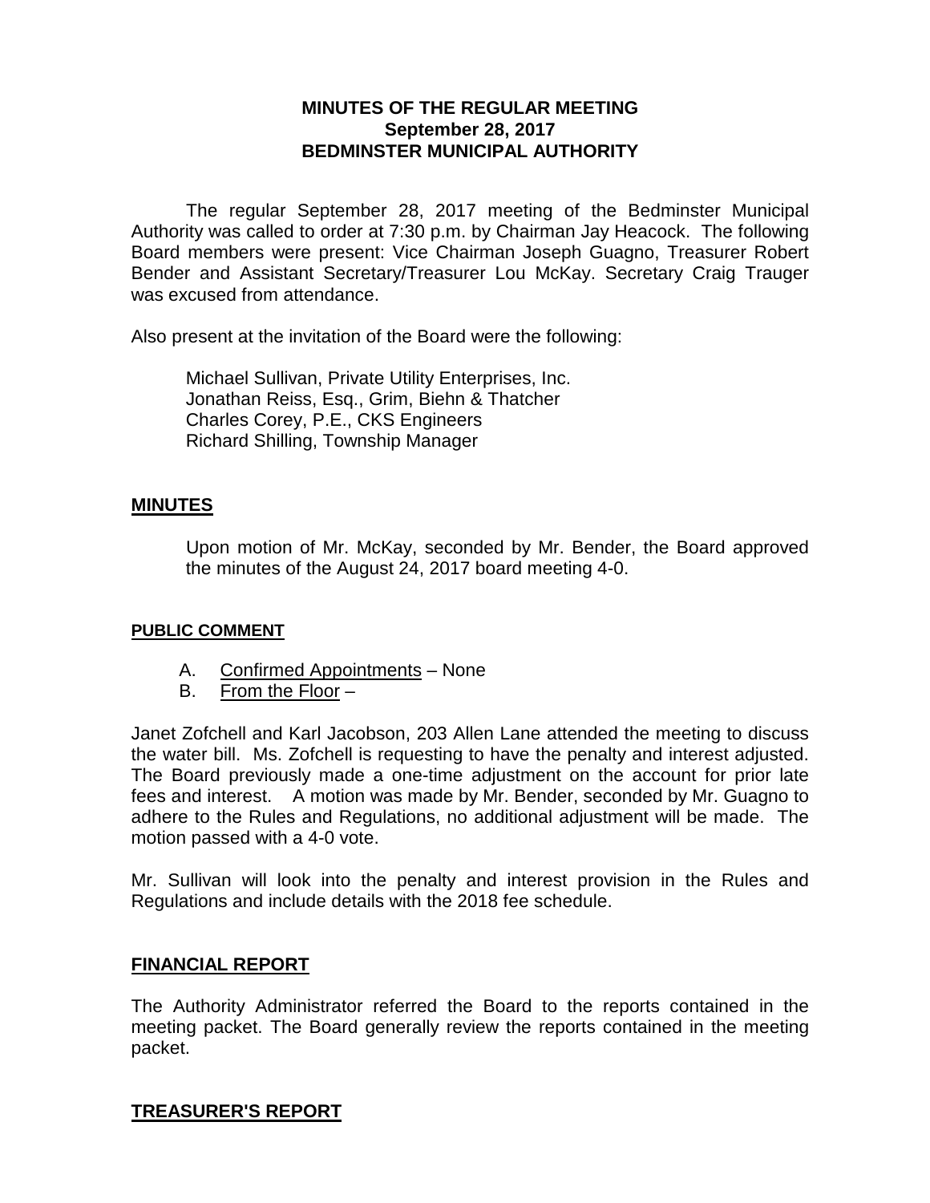# MINUTES OF THE REGULAR MEETING
## September 28, 2017
## BEDMINSTER MUNICIPAL AUTHORITY

The regular September 28, 2017 meeting of the Bedminster Municipal Authority was called to order at 7:30 p.m. by Chairman Jay Heacock. The following Board members were present: Vice Chairman Joseph Guagno, Treasurer Robert Bender and Assistant Secretary/Treasurer Lou McKay. Secretary Craig Trauger was excused from attendance.

Also present at the invitation of the Board were the following:

Michael Sullivan, Private Utility Enterprises, Inc.
Jonathan Reiss, Esq., Grim, Biehn & Thatcher
Charles Corey, P.E., CKS Engineers
Richard Shilling, Township Manager

**MINUTES**

Upon motion of Mr. McKay, seconded by Mr. Bender, the Board approved the minutes of the August 24, 2017 board meeting 4-0.

**PUBLIC COMMENT**

A. Confirmed Appointments – None
B. From the Floor –

Janet Zofchell and Karl Jacobson, 203 Allen Lane attended the meeting to discuss the water bill. Ms. Zofchell is requesting to have the penalty and interest adjusted. The Board previously made a one-time adjustment on the account for prior late fees and interest. A motion was made by Mr. Bender, seconded by Mr. Guagno to adhere to the Rules and Regulations, no additional adjustment will be made. The motion passed with a 4-0 vote.

Mr. Sullivan will look into the penalty and interest provision in the Rules and Regulations and include details with the 2018 fee schedule.

**FINANCIAL REPORT**

The Authority Administrator referred the Board to the reports contained in the meeting packet. The Board generally review the reports contained in the meeting packet.

**TREASURER'S REPORT**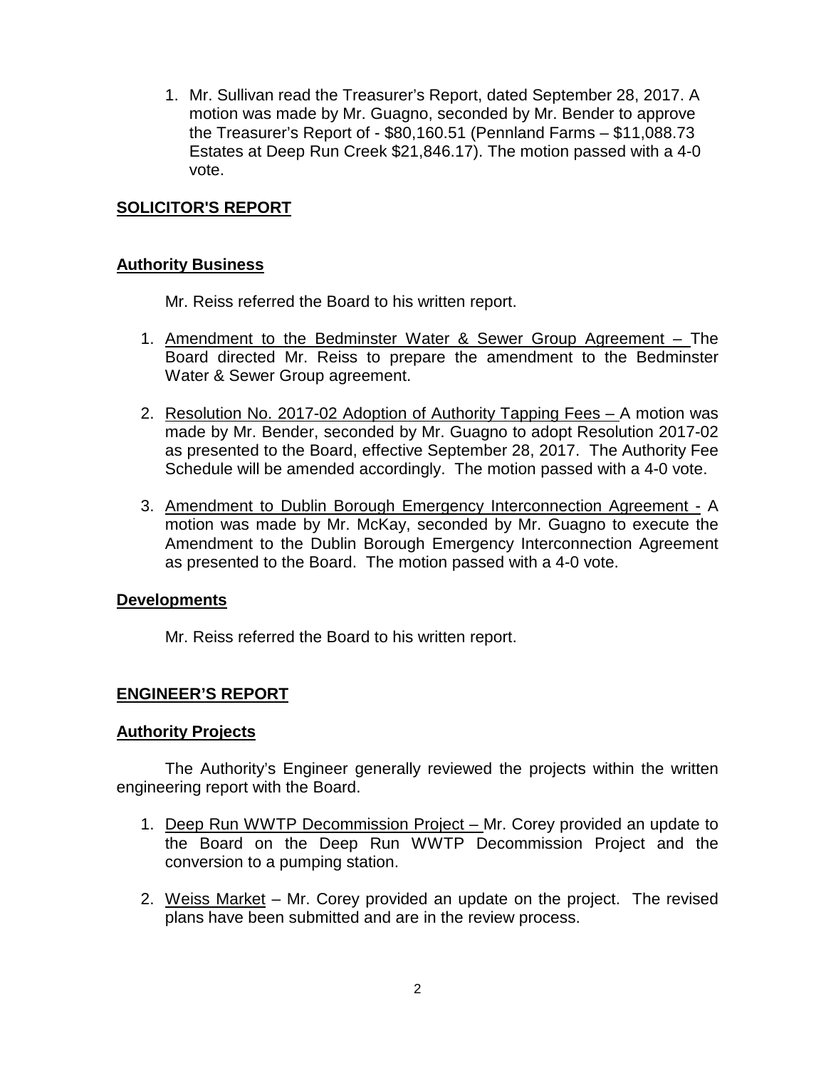1. Mr. Sullivan read the Treasurer's Report, dated September 28, 2017. A motion was made by Mr. Guagno, seconded by Mr. Bender to approve the Treasurer's Report of - $80,160.51 (Pennland Farms – $11,088.73 Estates at Deep Run Creek $21,846.17). The motion passed with a 4-0 vote.

## SOLICITOR'S REPORT

### Authority Business

Mr. Reiss referred the Board to his written report.

1. Amendment to the Bedminster Water & Sewer Group Agreement – The Board directed Mr. Reiss to prepare the amendment to the Bedminster Water & Sewer Group agreement.

2. Resolution No. 2017-02 Adoption of Authority Tapping Fees – A motion was made by Mr. Bender, seconded by Mr. Guagno to adopt Resolution 2017-02 as presented to the Board, effective September 28, 2017. The Authority Fee Schedule will be amended accordingly. The motion passed with a 4-0 vote.

3. Amendment to Dublin Borough Emergency Interconnection Agreement - A motion was made by Mr. McKay, seconded by Mr. Guagno to execute the Amendment to the Dublin Borough Emergency Interconnection Agreement as presented to the Board. The motion passed with a 4-0 vote.

### Developments

Mr. Reiss referred the Board to his written report.

## ENGINEER'S REPORT

### Authority Projects

The Authority's Engineer generally reviewed the projects within the written engineering report with the Board.

1. Deep Run WWTP Decommission Project – Mr. Corey provided an update to the Board on the Deep Run WWTP Decommission Project and the conversion to a pumping station.

2. Weiss Market – Mr. Corey provided an update on the project. The revised plans have been submitted and are in the review process.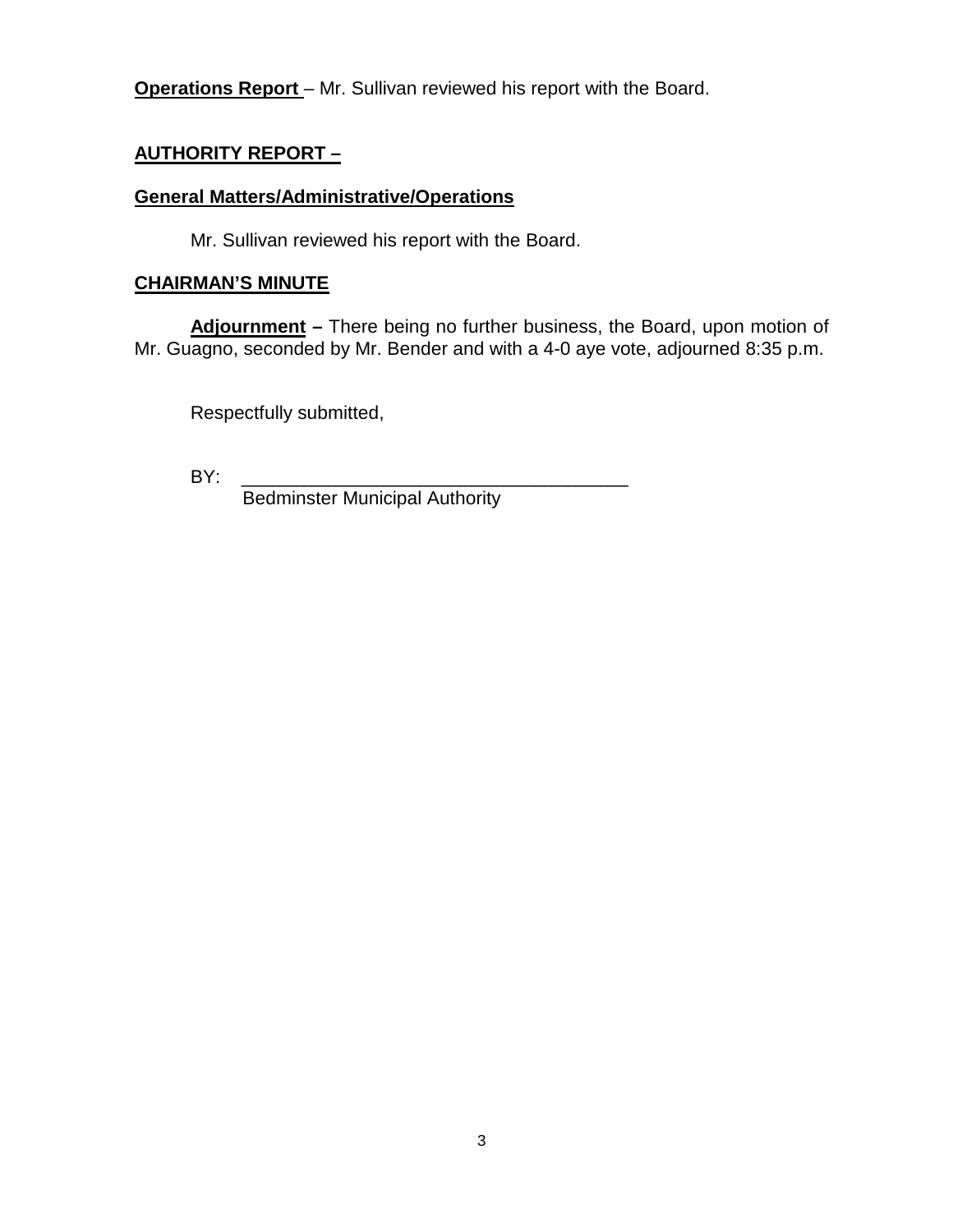**Operations Report** – Mr. Sullivan reviewed his report with the Board.

## AUTHORITY REPORT –

### General Matters/Administrative/Operations

Mr. Sullivan reviewed his report with the Board.

### CHAIRMAN'S MINUTE

**Adjournment –** There being no further business, the Board, upon motion of Mr. Guagno, seconded by Mr. Bender and with a 4-0 aye vote, adjourned 8:35 p.m.

Respectfully submitted,

BY: ______________________________________
Bedminster Municipal Authority